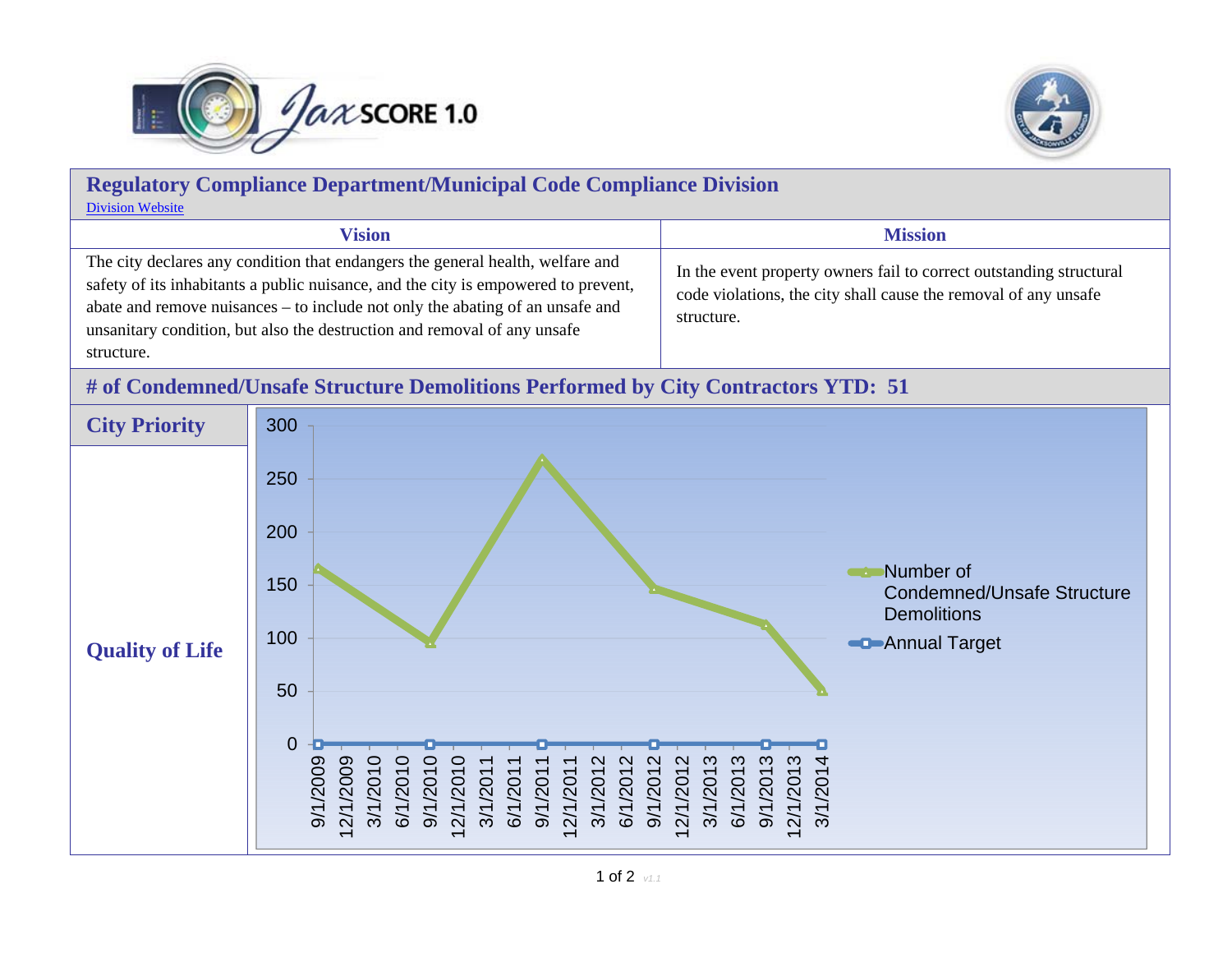## Regulatory Compliance Department/Municipal Code Compliance Division

Division Website

| Vision | Mission |
| --- | --- |
| The city declares any condition that endangers the general health, welfare and safety of its inhabitants a public nuisance, and the city is empowered to prevent, abate and remove nuisances – to include not only the abating of an unsafe and unsanitary condition, but also the destruction and removal of any unsafe structure. | In the event property owners fail to correct outstanding structural code violations, the city shall cause the removal of any unsafe structure. |

## # of Condemned/Unsafe Structure Demolitions Performed by City Contractors YTD: 51

**City Priority**

**Quality of Life**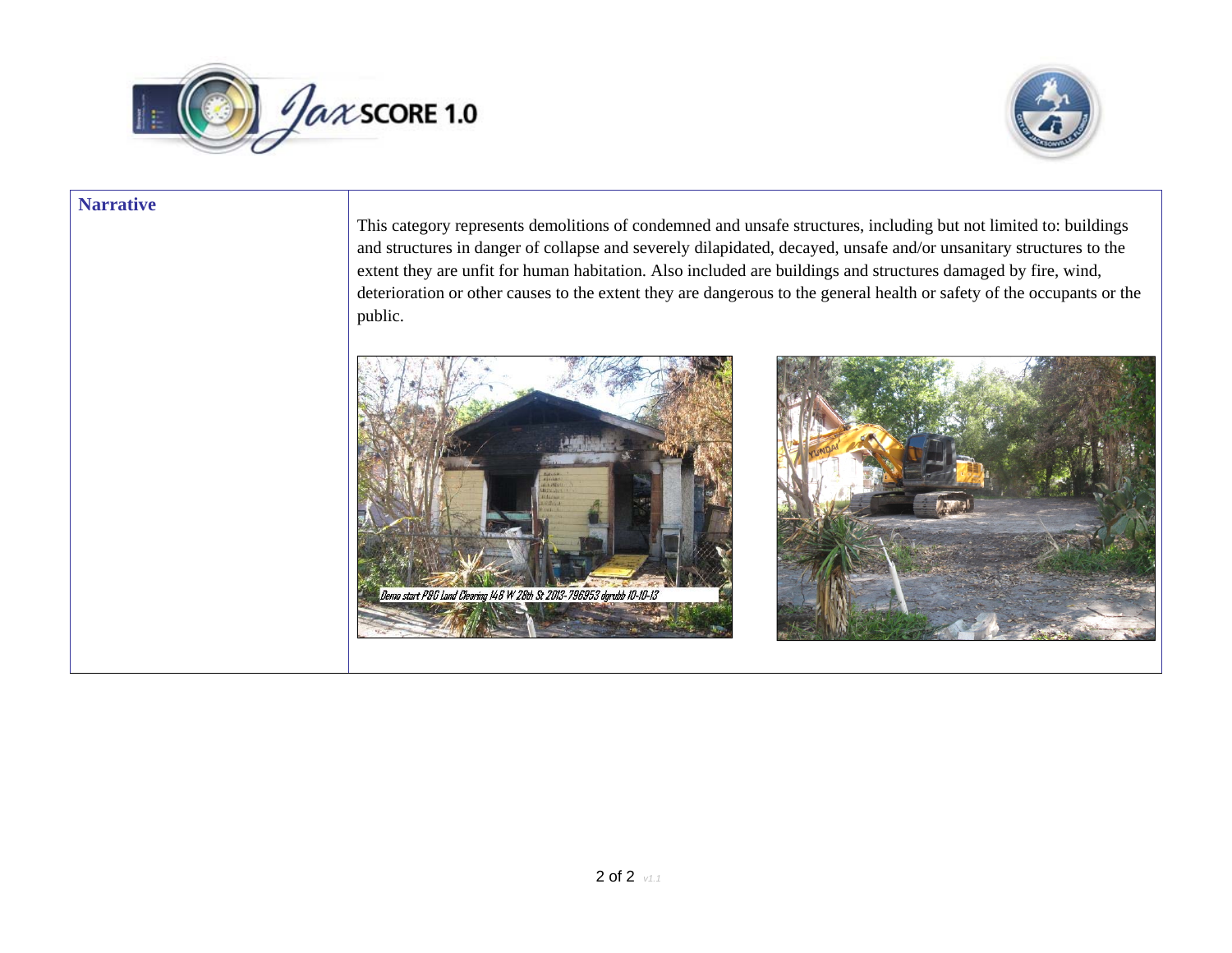| Narrative | |
| --- | --- |
| | This category represents demolitions of condemned and unsafe structures, including but not limited to: buildings and structures in danger of collapse and severely dilapidated, decayed, unsafe and/or unsanitary structures to the extent they are unfit for human habitation. Also included are buildings and structures damaged by fire, wind, deterioration or other causes to the extent they are dangerous to the general health or safety of the occupants or the public. |